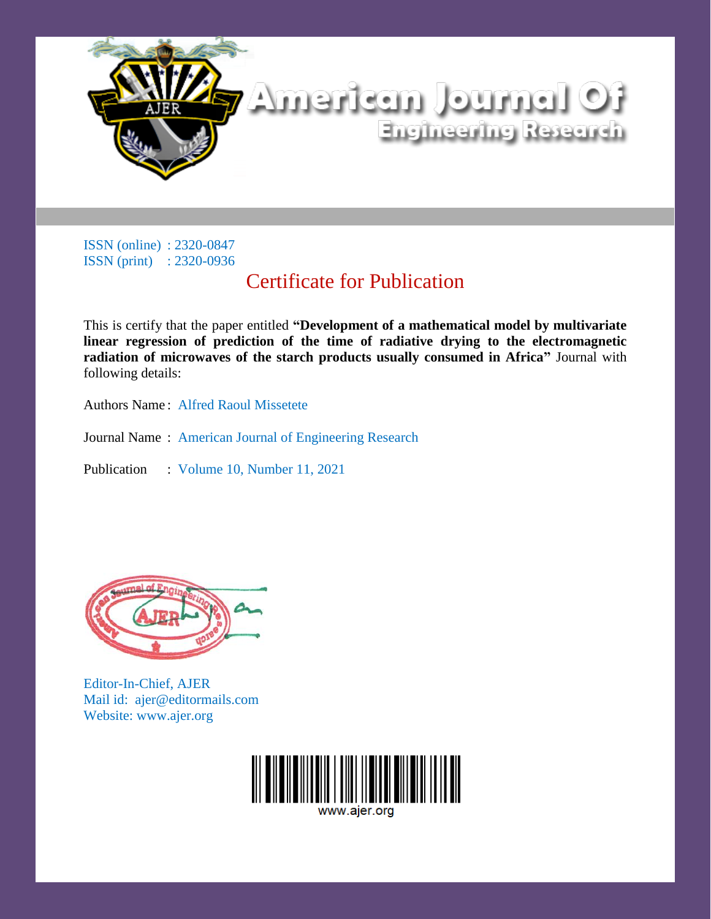# American Journal Of Engineering Research

ISSN (online) : 2320-0847
ISSN (print) : 2320-0936

## Certificate for Publication

This is certify that the paper entitled **"Development of a mathematical model by multivariate linear regression of prediction of the time of radiative drying to the electromagnetic radiation of microwaves of the starch products usually consumed in Africa"** Journal with following details:

Authors Name : Alfred Raoul Missetete

Journal Name : American Journal of Engineering Research

Publication : Volume 10, Number 11, 2021

Editor-In-Chief, AJER
Mail id: ajer@editormails.com
Website: www.ajer.org

www.ajer.org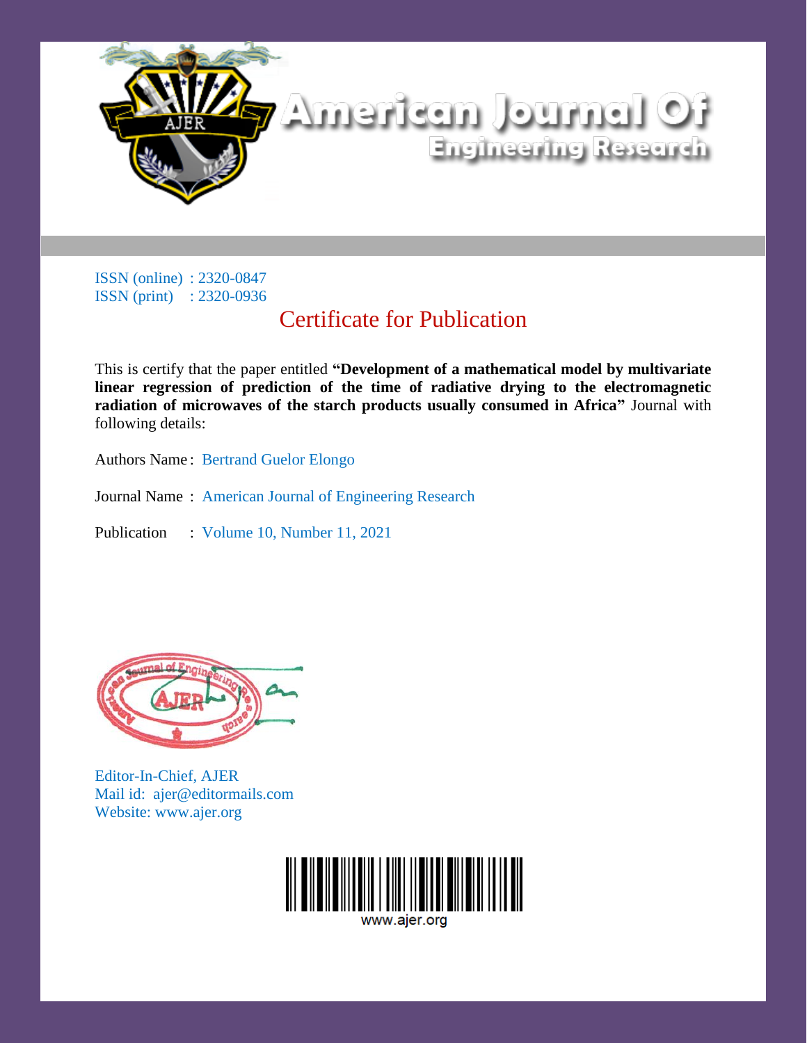# American Journal Of Engineering Research

ISSN (online) : 2320-0847
ISSN (print) : 2320-0936

## Certificate for Publication

This is certify that the paper entitled **"Development of a mathematical model by multivariate linear regression of prediction of the time of radiative drying to the electromagnetic radiation of microwaves of the starch products usually consumed in Africa"** Journal with following details:

Authors Name : Bertrand Guelor Elongo

Journal Name : American Journal of Engineering Research

Publication : Volume 10, Number 11, 2021

Editor-In-Chief, AJER
Mail id: ajer@editormails.com
Website: www.ajer.org

www.ajer.org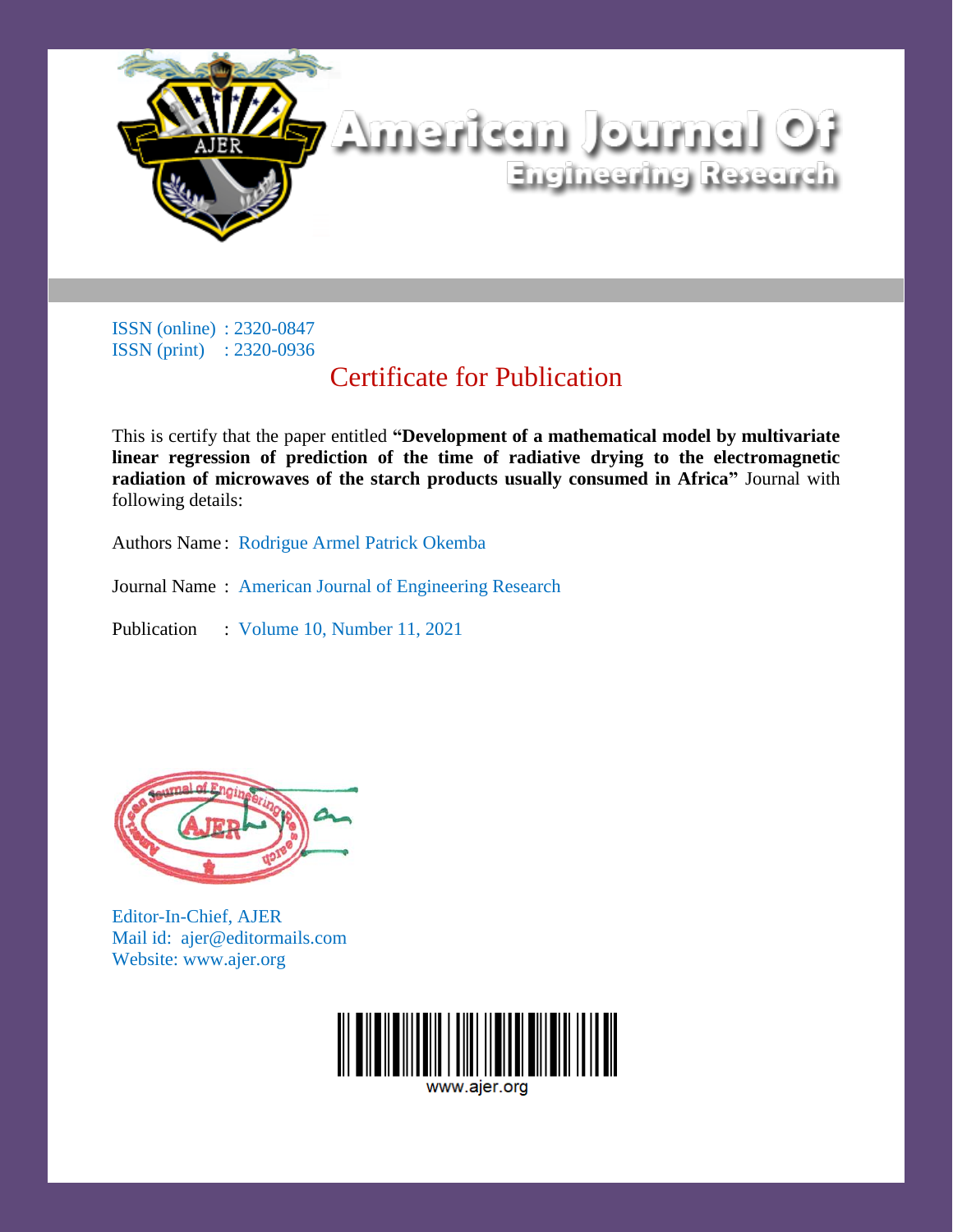# American Journal Of Engineering Research

ISSN (online) : 2320-0847
ISSN (print) : 2320-0936

## Certificate for Publication

This is certify that the paper entitled **"Development of a mathematical model by multivariate linear regression of prediction of the time of radiative drying to the electromagnetic radiation of microwaves of the starch products usually consumed in Africa"** Journal with following details:

Authors Name : Rodrigue Armel Patrick Okemba

Journal Name : American Journal of Engineering Research

Publication : Volume 10, Number 11, 2021

Editor-In-Chief, AJER
Mail id: ajer@editormails.com
Website: www.ajer.org

www.ajer.org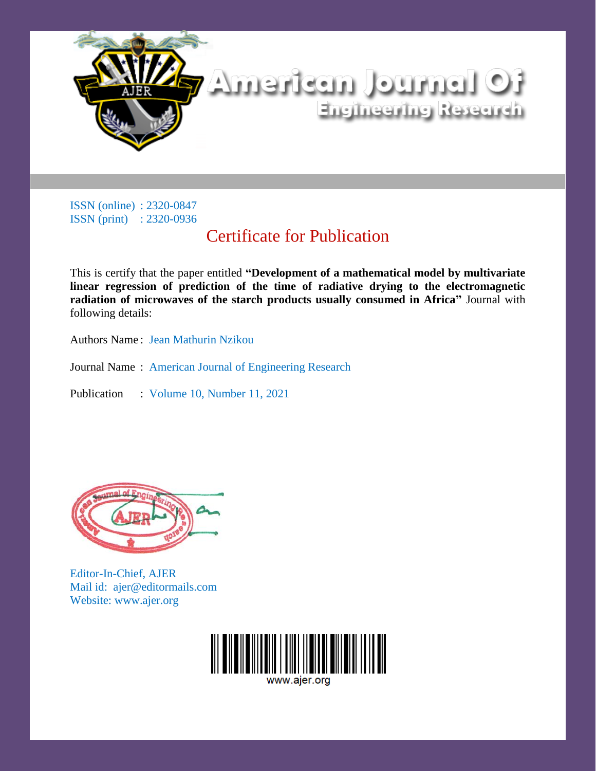# American Journal Of Engineering Research

ISSN (online) : 2320-0847
ISSN (print) : 2320-0936

## Certificate for Publication

This is certify that the paper entitled **"Development of a mathematical model by multivariate linear regression of prediction of the time of radiative drying to the electromagnetic radiation of microwaves of the starch products usually consumed in Africa"** Journal with following details:

Authors Name : Jean Mathurin Nzikou

Journal Name : American Journal of Engineering Research

Publication : Volume 10, Number 11, 2021

Editor-In-Chief, AJER
Mail id: ajer@editormails.com
Website: www.ajer.org

www.ajer.org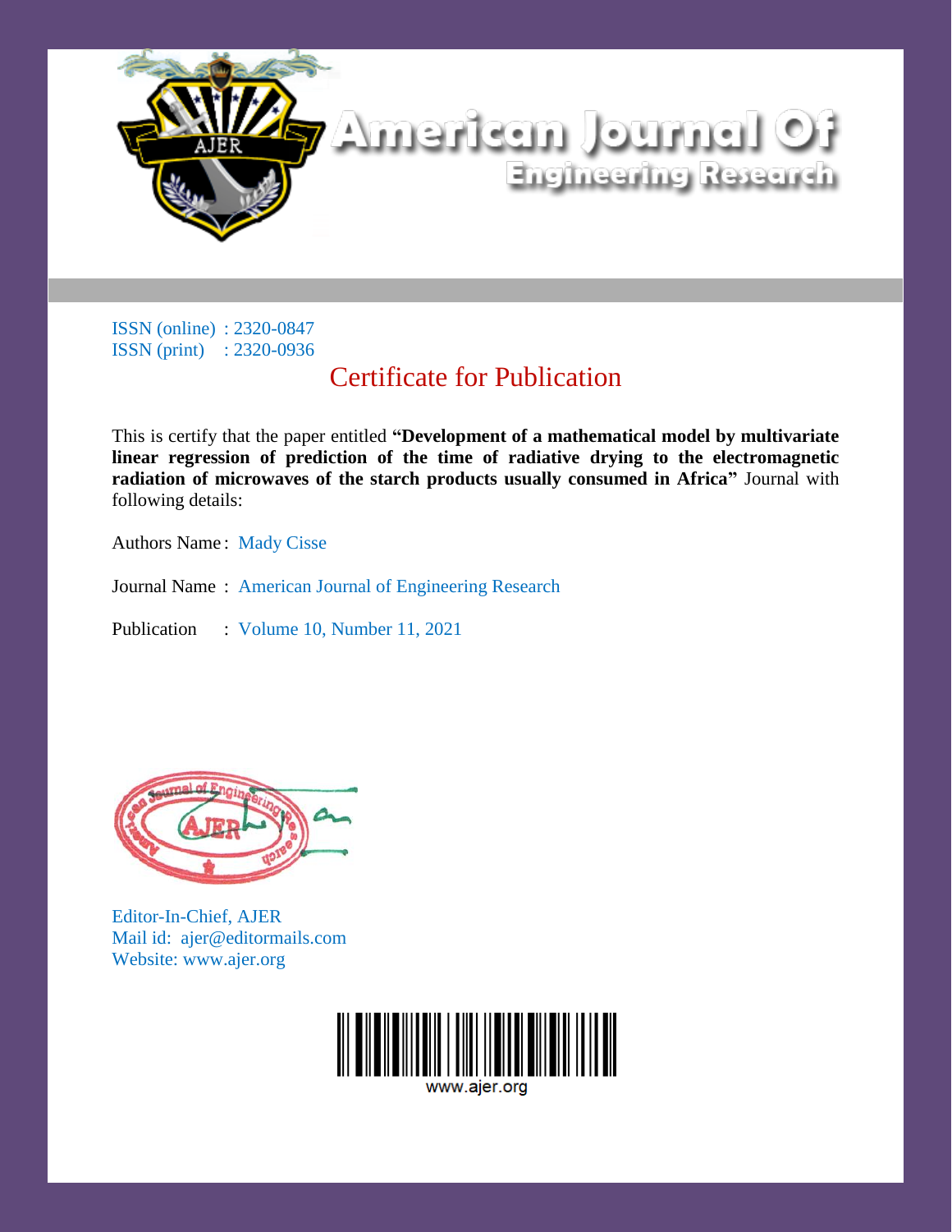# American Journal Of Engineering Research

ISSN (online) : 2320-0847
ISSN (print) : 2320-0936

## Certificate for Publication

This is certify that the paper entitled **"Development of a mathematical model by multivariate linear regression of prediction of the time of radiative drying to the electromagnetic radiation of microwaves of the starch products usually consumed in Africa"** Journal with following details:

Authors Name : Mady Cisse

Journal Name : American Journal of Engineering Research

Publication : Volume 10, Number 11, 2021

Editor-In-Chief, AJER
Mail id: ajer@editormails.com
Website: www.ajer.org

www.ajer.org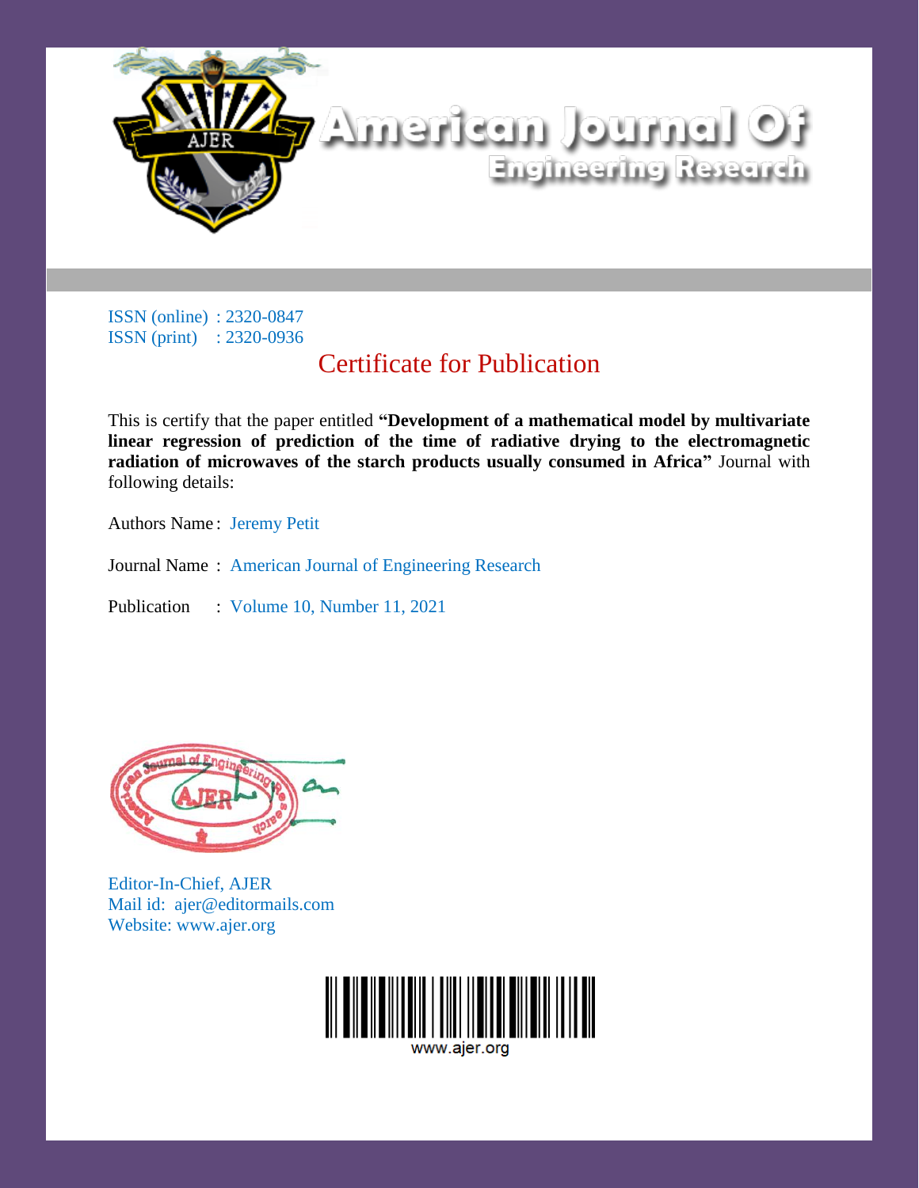# American Journal Of Engineering Research

ISSN (online) : 2320-0847
ISSN (print) : 2320-0936

## Certificate for Publication

This is certify that the paper entitled **"Development of a mathematical model by multivariate linear regression of prediction of the time of radiative drying to the electromagnetic radiation of microwaves of the starch products usually consumed in Africa"** Journal with following details:

Authors Name : Jeremy Petit

Journal Name : American Journal of Engineering Research

Publication : Volume 10, Number 11, 2021

Editor-In-Chief, AJER
Mail id: ajer@editormails.com
Website: www.ajer.org

www.ajer.org